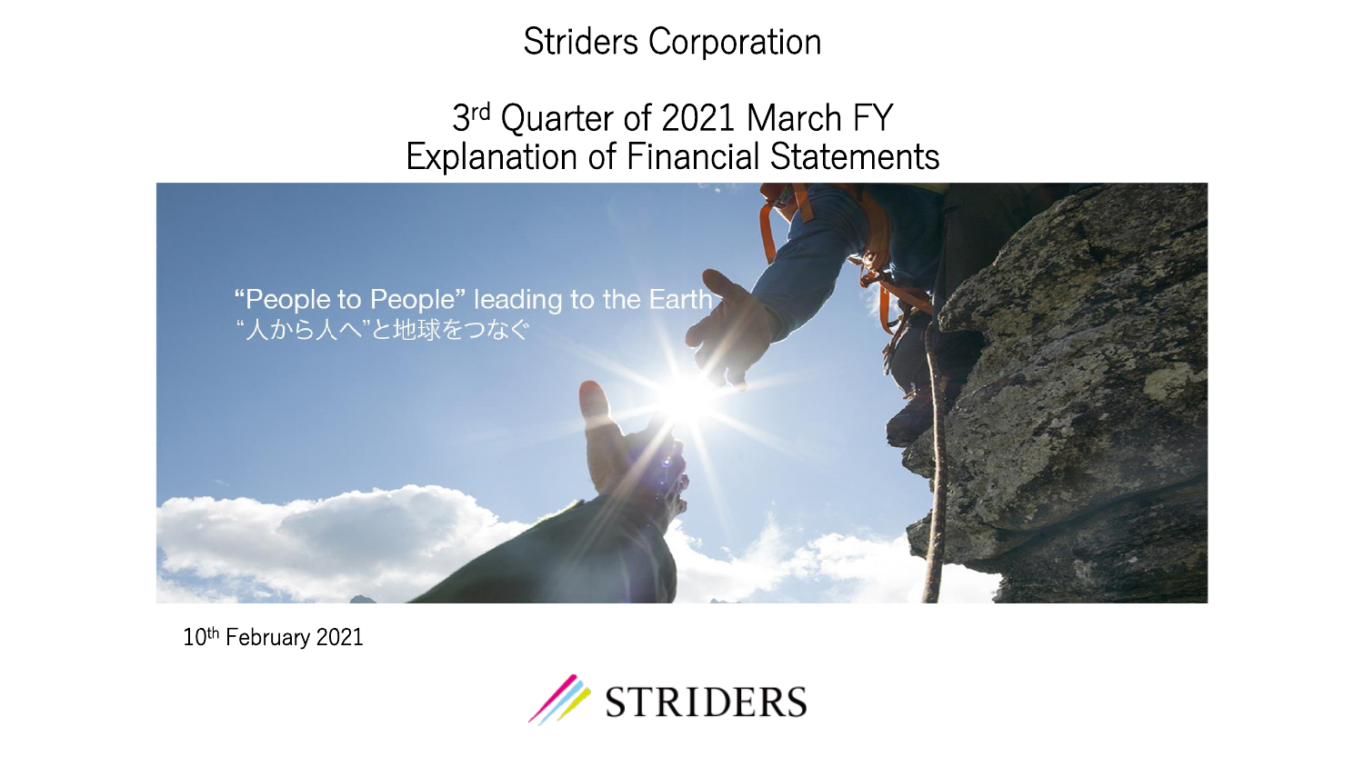# Striders Corporation

## 3rd Quarter of 2021 March FY
## Explanation of Financial Statements

"People to People" leading to the Earth
"人から人へ"と地球をつなぐ

10th February 2021

STRIDERS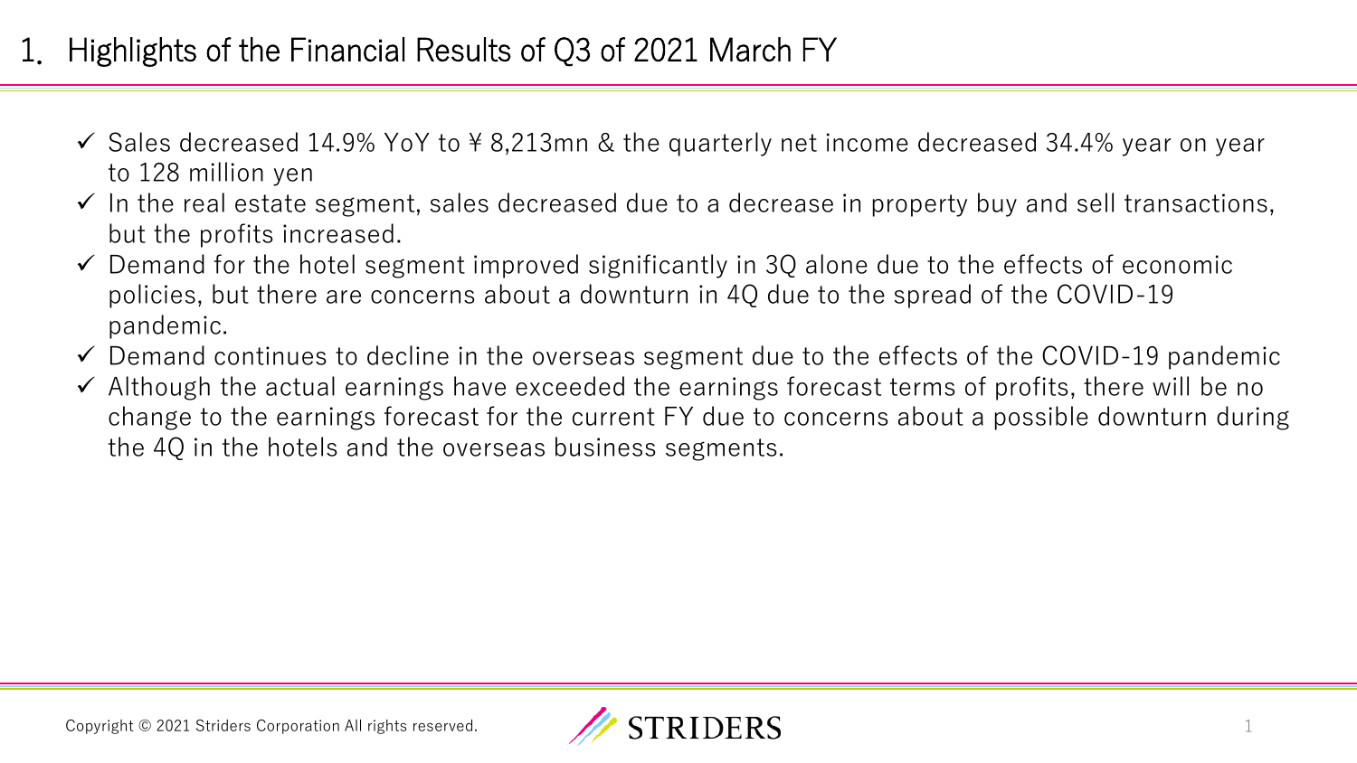# 1. Highlights of the Financial Results of Q3 of 2021 March FY

- ✓ Sales decreased 14.9% YoY to ¥ 8,213mn & the quarterly net income decreased 34.4% year on year to 128 million yen
- ✓ In the real estate segment, sales decreased due to a decrease in property buy and sell transactions, but the profits increased.
- ✓ Demand for the hotel segment improved significantly in 3Q alone due to the effects of economic policies, but there are concerns about a downturn in 4Q due to the spread of the COVID-19 pandemic.
- ✓ Demand continues to decline in the overseas segment due to the effects of the COVID-19 pandemic
- ✓ Although the actual earnings have exceeded the earnings forecast terms of profits, there will be no change to the earnings forecast for the current FY due to concerns about a possible downturn during the 4Q in the hotels and the overseas business segments.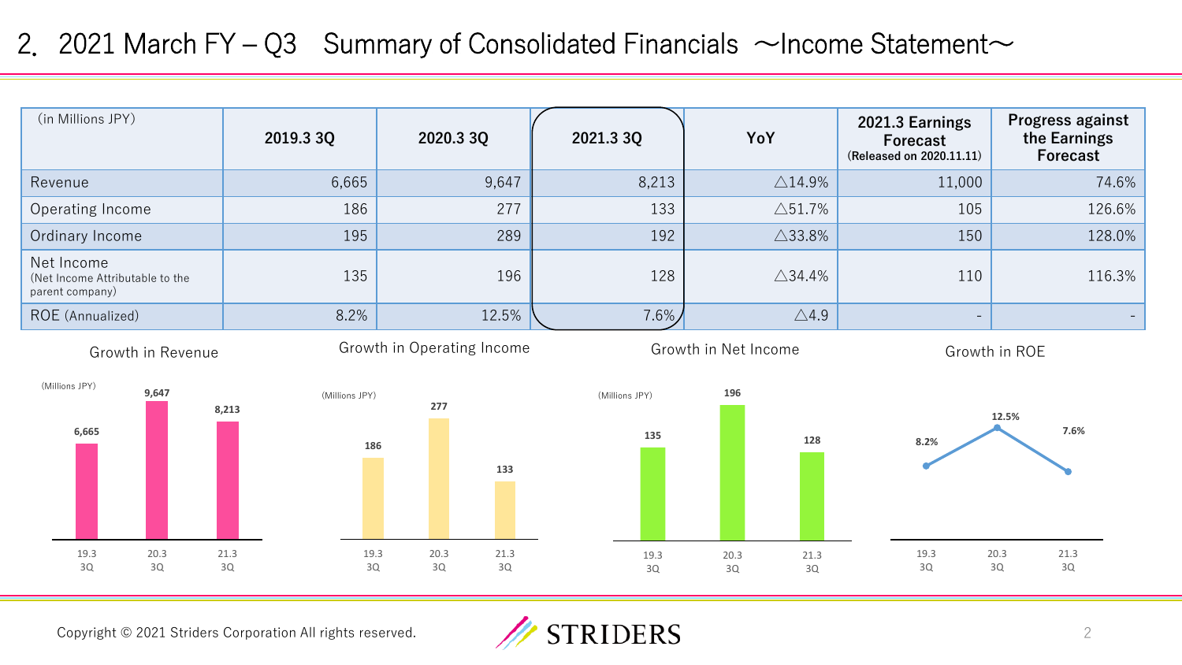# 2. 2021 March FY – Q3 Summary of Consolidated Financials ～Income Statement～

| (in Millions JPY) | 2019.3 3Q | 2020.3 3Q | 2021.3 3Q | YoY | 2021.3 Earnings Forecast (Released on 2020.11.11) | Progress against the Earnings Forecast |
|---|---|---|---|---|---|---|
| Revenue | 6,665 | 9,647 | 8,213 | △14.9% | 11,000 | 74.6% |
| Operating Income | 186 | 277 | 133 | △51.7% | 105 | 126.6% |
| Ordinary Income | 195 | 289 | 192 | △33.8% | 150 | 128.0% |
| Net Income (Net Income Attributable to the parent company) | 135 | 196 | 128 | △34.4% | 110 | 116.3% |
| ROE (Annualized) | 8.2% | 12.5% | 7.6% | △4.9 | - | - |

**Growth in Revenue** (Millions JPY)

| | 19.3 3Q | 20.3 3Q | 21.3 3Q |
|---|---|---|---|
| Revenue | 6,665 | 9,647 | 8,213 |

**Growth in Operating Income** (Millions JPY)

| | 19.3 3Q | 20.3 3Q | 21.3 3Q |
|---|---|---|---|
| Operating Income | 186 | 277 | 133 |

**Growth in Net Income** (Millions JPY)

| | 19.3 3Q | 20.3 3Q | 21.3 3Q |
|---|---|---|---|
| Net Income | 135 | 196 | 128 |

**Growth in ROE**

| | 19.3 3Q | 20.3 3Q | 21.3 3Q |
|---|---|---|---|
| ROE | 8.2% | 12.5% | 7.6% |

Copyright © 2021 Striders Corporation All rights reserved.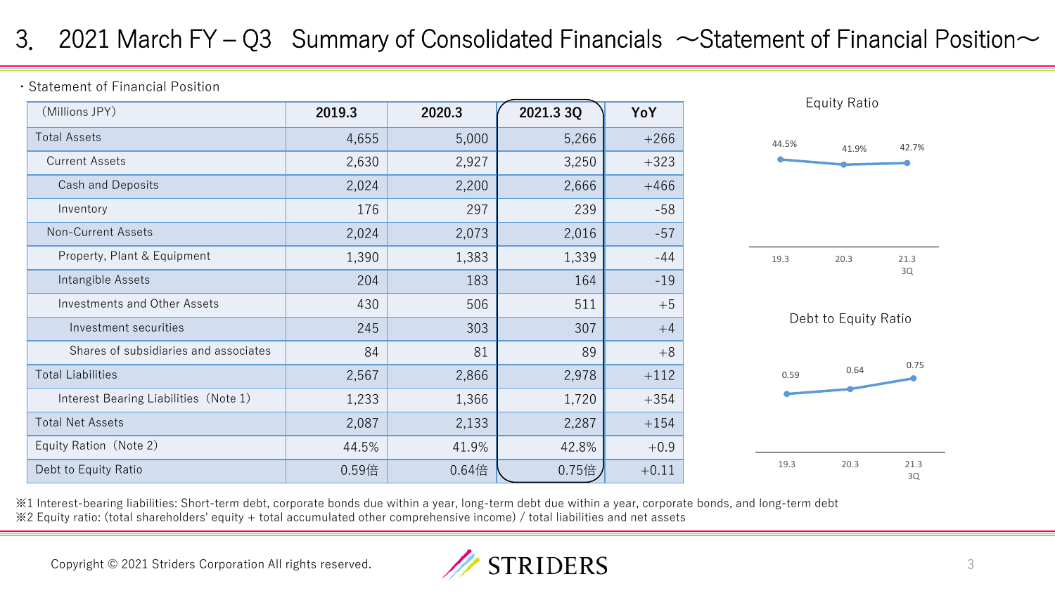# 3. 2021 March FY – Q3 Summary of Consolidated Financials ～Statement of Financial Position～

・Statement of Financial Position

| (Millions JPY) | 2019.3 | 2020.3 | 2021.3 3Q | YoY |
|---|---|---|---|---|
| Total Assets | 4,655 | 5,000 | 5,266 | +266 |
| Current Assets | 2,630 | 2,927 | 3,250 | +323 |
| Cash and Deposits | 2,024 | 2,200 | 2,666 | +466 |
| Inventory | 176 | 297 | 239 | -58 |
| Non-Current Assets | 2,024 | 2,073 | 2,016 | -57 |
| Property, Plant & Equipment | 1,390 | 1,383 | 1,339 | -44 |
| Intangible Assets | 204 | 183 | 164 | -19 |
| Investments and Other Assets | 430 | 506 | 511 | +5 |
| Investment securities | 245 | 303 | 307 | +4 |
| Shares of subsidiaries and associates | 84 | 81 | 89 | +8 |
| Total Liabilities | 2,567 | 2,866 | 2,978 | +112 |
| Interest Bearing Liabilities（Note 1） | 1,233 | 1,366 | 1,720 | +354 |
| Total Net Assets | 2,087 | 2,133 | 2,287 | +154 |
| Equity Ration（Note 2） | 44.5% | 41.9% | 42.8% | +0.9 |
| Debt to Equity Ratio | 0.59倍 | 0.64倍 | 0.75倍 | +0.11 |

Equity Ratio

| 19.3 | 20.3 | 21.3 3Q |
|---|---|---|
| 44.5% | 41.9% | 42.7% |

Debt to Equity Ratio

| 19.3 | 20.3 | 21.3 3Q |
|---|---|---|
| 0.59 | 0.64 | 0.75 |

※1 Interest-bearing liabilities: Short-term debt, corporate bonds due within a year, long-term debt due within a year, corporate bonds, and long-term debt
※2 Equity ratio: (total shareholders' equity + total accumulated other comprehensive income) / total liabilities and net assets

Copyright © 2021 Striders Corporation All rights reserved.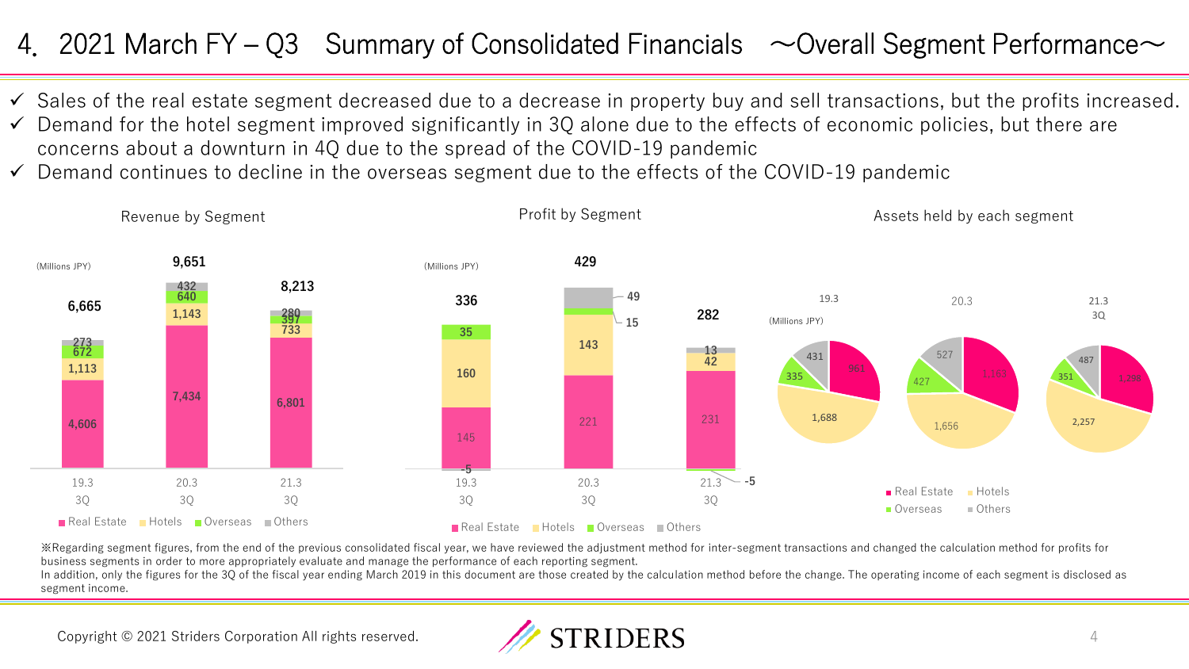# 4. 2021 March FY – Q3 Summary of Consolidated Financials ～Overall Segment Performance～

- ✓ Sales of the real estate segment decreased due to a decrease in property buy and sell transactions, but the profits increased.
- ✓ Demand for the hotel segment improved significantly in 3Q alone due to the effects of economic policies, but there are concerns about a downturn in 4Q due to the spread of the COVID-19 pandemic
- ✓ Demand continues to decline in the overseas segment due to the effects of the COVID-19 pandemic

### Revenue by Segment

(Millions JPY)

| | 19.3 3Q | 20.3 3Q | 21.3 3Q |
|---|---|---|---|
| Real Estate | 4,606 | 7,434 | 6,801 |
| Hotels | 1,113 | 1,143 | 733 |
| Overseas | 672 | 640 | 397 |
| Others | 273 | 432 | 280 |
| Total | 6,665 | 9,651 | 8,213 |

### Profit by Segment

(Millions JPY)

| | 19.3 3Q | 20.3 3Q | 21.3 3Q |
|---|---|---|---|
| Real Estate | 145 | 221 | 231 |
| Hotels | 160 | 143 | 42 |
| Overseas | 35 | 15 | -5 |
| Others | -5 | 49 | 13 |
| Total | 336 | 429 | 282 |

### Assets held by each segment

(Millions JPY)

| | 19.3 | 20.3 | 21.3 3Q |
|---|---|---|---|
| Real Estate | 961 | 1,163 | 1,298 |
| Hotels | 1,688 | 1,656 | 2,257 |
| Overseas | 335 | 427 | 351 |
| Others | 431 | 527 | 487 |

※Regarding segment figures, from the end of the previous consolidated fiscal year, we have reviewed the adjustment method for inter-segment transactions and changed the calculation method for profits for business segments in order to more appropriately evaluate and manage the performance of each reporting segment.
In addition, only the figures for the 3Q of the fiscal year ending March 2019 in this document are those created by the calculation method before the change. The operating income of each segment is disclosed as segment income.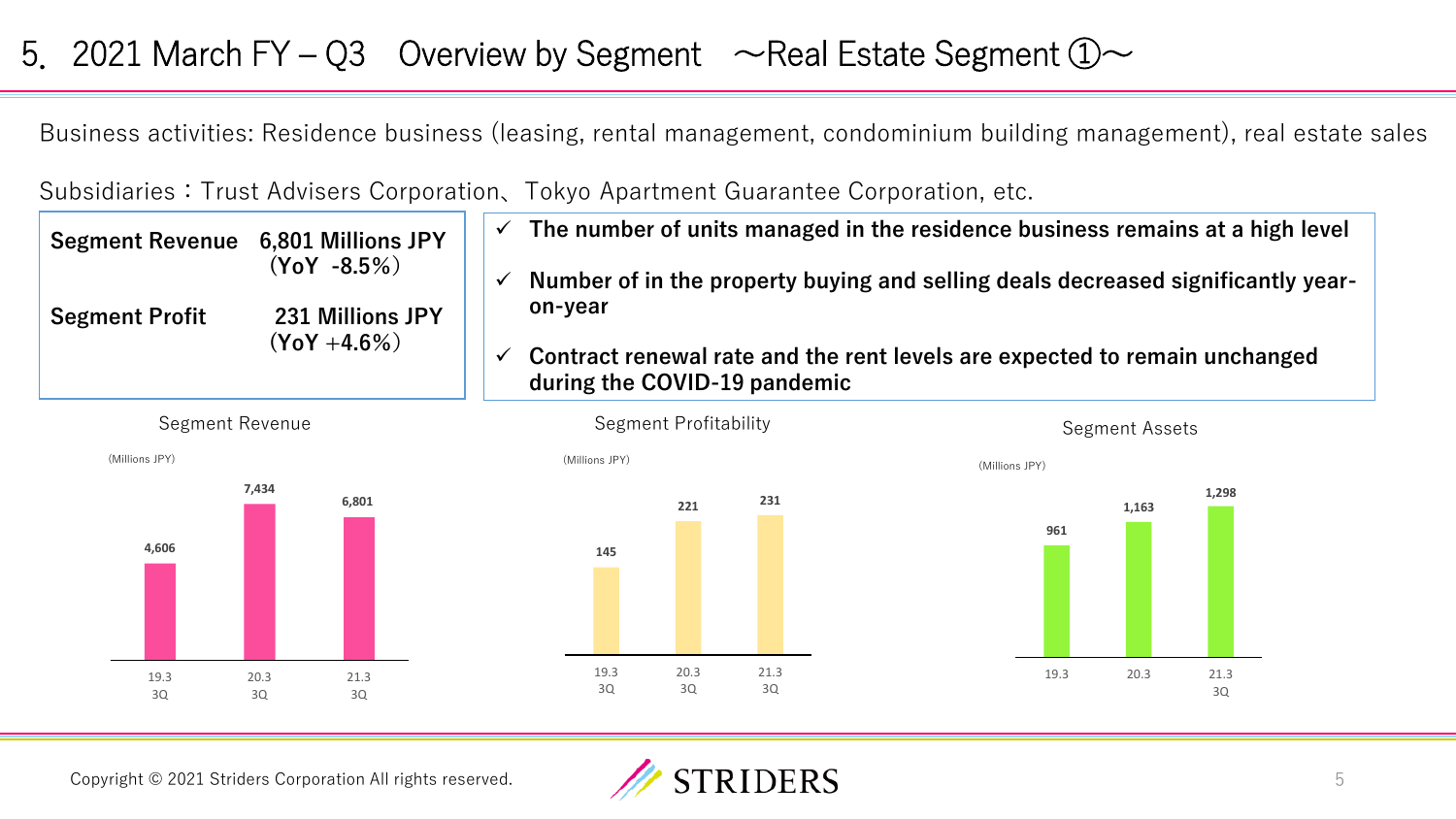# 5. 2021 March FY – Q3 Overview by Segment ～Real Estate Segment ①～

Business activities: Residence business (leasing, rental management, condominium building management), real estate sales

Subsidiaries：Trust Advisers Corporation、Tokyo Apartment Guarantee Corporation, etc.

| | |
|---|---|
| **Segment Revenue** | **6,801 Millions JPY (YoY -8.5%)** |
| **Segment Profit** | **231 Millions JPY (YoY +4.6%)** |

- ✓ **The number of units managed in the residence business remains at a high level**
- ✓ **Number of in the property buying and selling deals decreased significantly year-on-year**
- ✓ **Contract renewal rate and the rent levels are expected to remain unchanged during the COVID-19 pandemic**

Segment Revenue

(Millions JPY)

| 19.3 3Q | 20.3 3Q | 21.3 3Q |
|---|---|---|
| 4,606 | 7,434 | 6,801 |

Segment Profitability

(Millions JPY)

| 19.3 3Q | 20.3 3Q | 21.3 3Q |
|---|---|---|
| 145 | 221 | 231 |

Segment Assets

(Millions JPY)

| 19.3 | 20.3 | 21.3 3Q |
|---|---|---|
| 961 | 1,163 | 1,298 |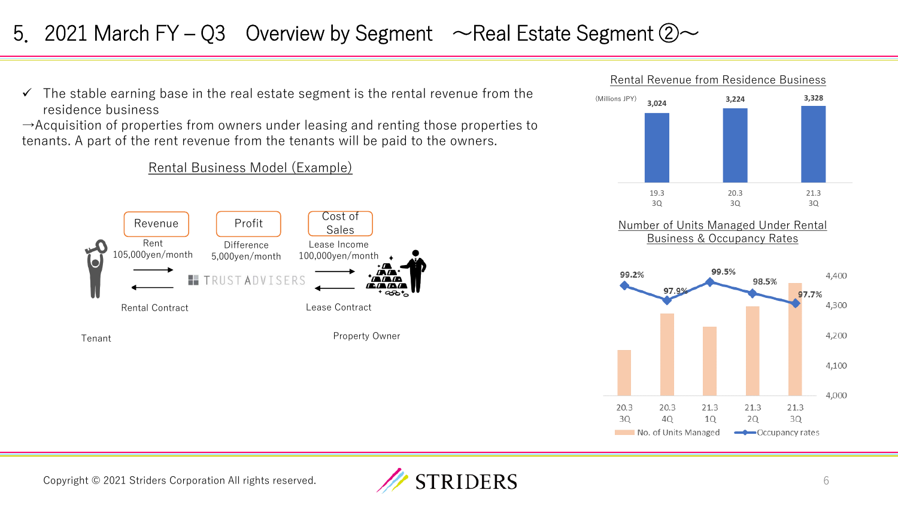# 5. 2021 March FY – Q3 Overview by Segment ～Real Estate Segment ②～

✓ The stable earning base in the real estate segment is the rental revenue from the residence business

→Acquisition of properties from owners under leasing and renting those properties to tenants. A part of the rent revenue from the tenants will be paid to the owners.

## Rental Business Model (Example)

| Revenue | Profit | Cost of Sales |
|---|---|---|
| Rent 105,000yen/month | Difference 5,000yen/month | Lease Income 100,000yen/month |

Tenant ⇄ (Rental Contract) ⇄ TRUST ADVISERS ⇄ (Lease Contract) ⇄ Property Owner

## Rental Revenue from Residence Business

(Millions JPY)

| | 19.3 3Q | 20.3 3Q | 21.3 3Q |
|---|---|---|---|
| Rental Revenue | 3,024 | 3,224 | 3,328 |

## Number of Units Managed Under Rental Business & Occupancy Rates

| | 20.3 3Q | 20.3 4Q | 21.3 1Q | 21.3 2Q | 21.3 3Q |
|---|---|---|---|---|---|
| Occupancy rates | 99.2% | 97.9% | 99.5% | 98.5% | 97.7% |

No. of Units Managed / Occupancy rates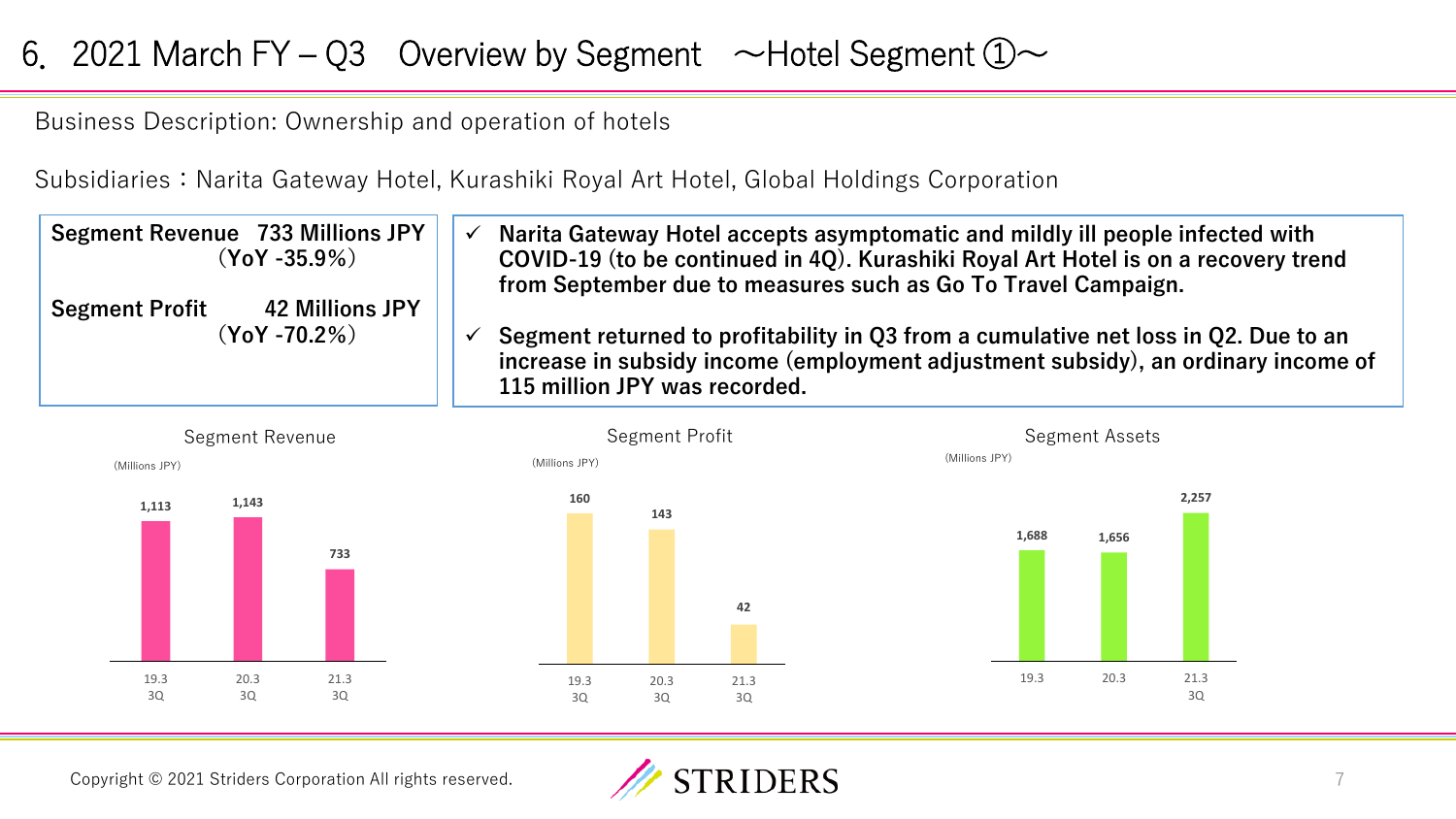# 6. 2021 March FY – Q3 Overview by Segment ～Hotel Segment ①～

Business Description: Ownership and operation of hotels

Subsidiaries：Narita Gateway Hotel, Kurashiki Royal Art Hotel, Global Holdings Corporation

**Segment Revenue 733 Millions JPY (YoY -35.9%)**

**Segment Profit 42 Millions JPY (YoY -70.2%)**

- ✓ **Narita Gateway Hotel accepts asymptomatic and mildly ill people infected with COVID-19 (to be continued in 4Q). Kurashiki Royal Art Hotel is on a recovery trend from September due to measures such as Go To Travel Campaign.**
- ✓ **Segment returned to profitability in Q3 from a cumulative net loss in Q2. Due to an increase in subsidy income (employment adjustment subsidy), an ordinary income of 115 million JPY was recorded.**

**Segment Revenue** (Millions JPY)

| 19.3 3Q | 20.3 3Q | 21.3 3Q |
|---|---|---|
| 1,113 | 1,143 | 733 |

**Segment Profit** (Millions JPY)

| 19.3 3Q | 20.3 3Q | 21.3 3Q |
|---|---|---|
| 160 | 143 | 42 |

**Segment Assets** (Millions JPY)

| 19.3 | 20.3 | 21.3 3Q |
|---|---|---|
| 1,688 | 1,656 | 2,257 |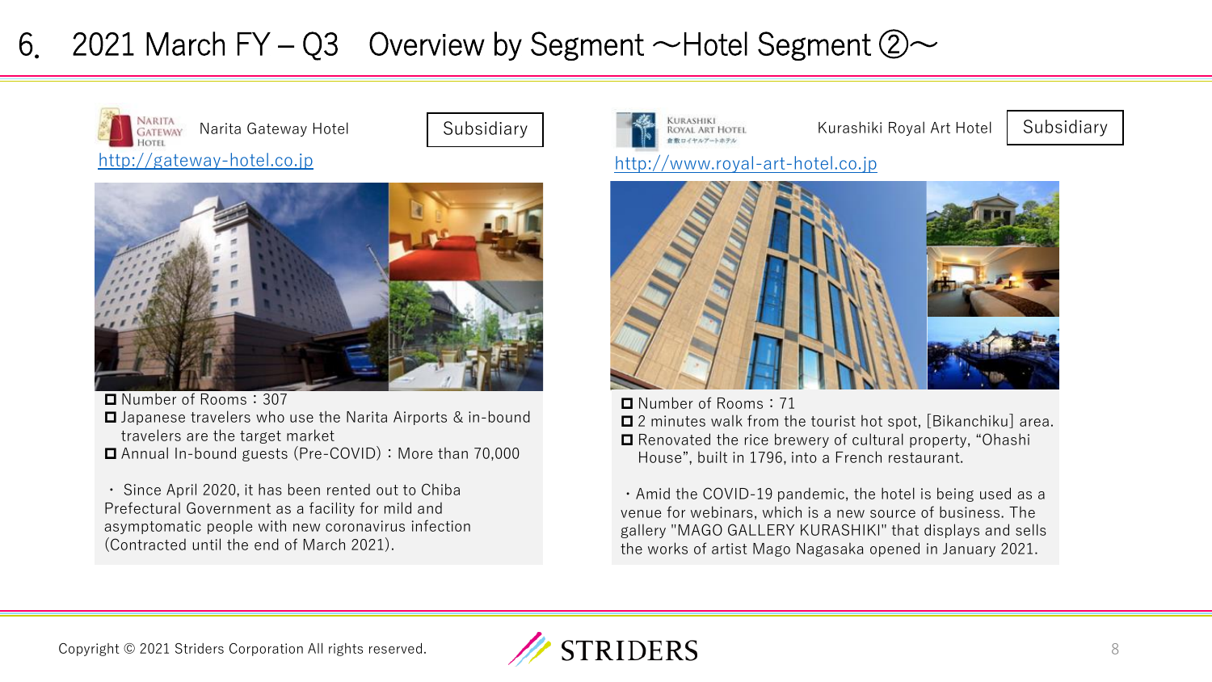# 6. 2021 March FY – Q3 Overview by Segment ～Hotel Segment ②～

## Narita Gateway Hotel

Subsidiary

http://gateway-hotel.co.jp

- Number of Rooms：307
- Japanese travelers who use the Narita Airports & in-bound travelers are the target market
- Annual In-bound guests (Pre-COVID)：More than 70,000

・ Since April 2020, it has been rented out to Chiba Prefectural Government as a facility for mild and asymptomatic people with new coronavirus infection (Contracted until the end of March 2021).

## Kurashiki Royal Art Hotel

Subsidiary

http://www.royal-art-hotel.co.jp

- Number of Rooms：71
- 2 minutes walk from the tourist hot spot, [Bikanchiku] area.
- Renovated the rice brewery of cultural property, "Ohashi House", built in 1796, into a French restaurant.

・Amid the COVID-19 pandemic, the hotel is being used as a venue for webinars, which is a new source of business. The gallery "MAGO GALLERY KURASHIKI" that displays and sells the works of artist Mago Nagasaka opened in January 2021.

Copyright © 2021 Striders Corporation All rights reserved.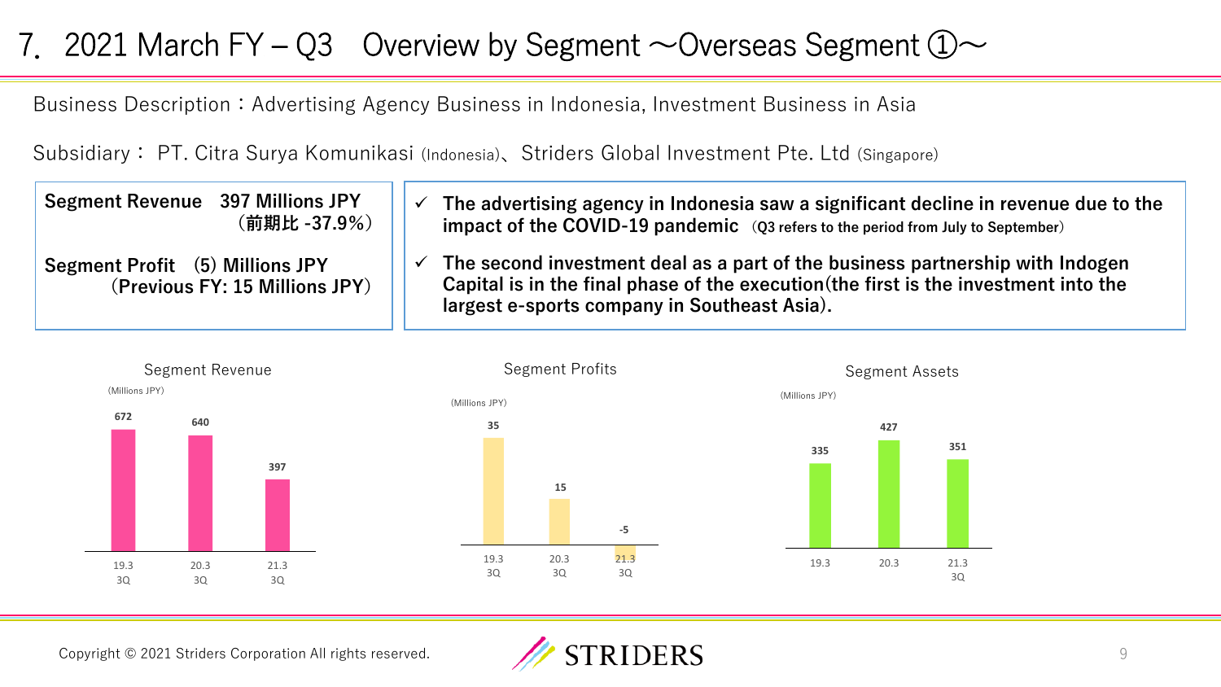# 7. 2021 March FY – Q3　Overview by Segment ～Overseas Segment ①～

Business Description：Advertising Agency Business in Indonesia, Investment Business in Asia

Subsidiary： PT. Citra Surya Komunikasi (Indonesia)、Striders Global Investment Pte. Ltd (Singapore)

**Segment Revenue　397 Millions JPY**
**（前期比 -37.9%）**

**Segment Profit　(5) Millions JPY**
**（Previous FY: 15 Millions JPY）**

- ✓ **The advertising agency in Indonesia saw a significant decline in revenue due to the impact of the COVID-19 pandemic** （Q3 refers to the period from July to September）
- ✓ **The second investment deal as a part of the business partnership with Indogen Capital is in the final phase of the execution(the first is the investment into the largest e-sports company in Southeast Asia).**

**Segment Revenue** (Millions JPY)

| 19.3 3Q | 20.3 3Q | 21.3 3Q |
|---|---|---|
| 672 | 640 | 397 |

**Segment Profits** (Millions JPY)

| 19.3 3Q | 20.3 3Q | 21.3 3Q |
|---|---|---|
| 35 | 15 | -5 |

**Segment Assets** (Millions JPY)

| 19.3 | 20.3 | 21.3 3Q |
|---|---|---|
| 335 | 427 | 351 |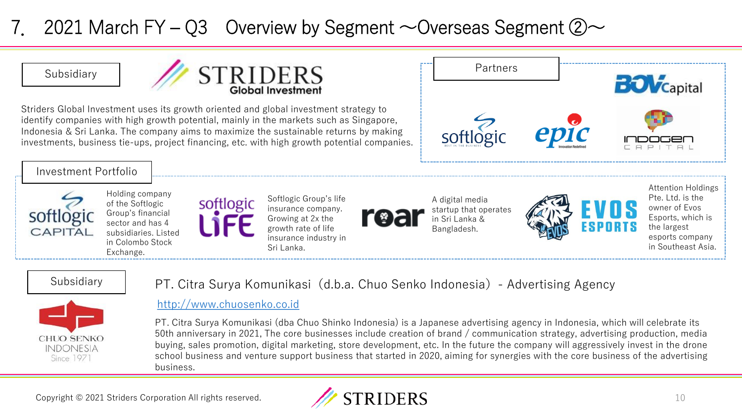# 7. 2021 March FY – Q3 Overview by Segment ～Overseas Segment ②～

## Subsidiary

**STRIDERS Global Investment**

Striders Global Investment uses its growth oriented and global investment strategy to identify companies with high growth potential, mainly in the markets such as Singapore, Indonesia & Sri Lanka. The company aims to maximize the sustainable returns by making investments, business tie-ups, project financing, etc. with high growth potential companies.

## Partners

BOV Capital, softlogic, epic, INDOGEN CAPITAL

## Investment Portfolio

- **softlogic CAPITAL**: Holding company of the Softlogic Group's financial sector and has 4 subsidiaries. Listed in Colombo Stock Exchange.
- **softlogic LIFE**: Softlogic Group's life insurance company. Growing at 2x the growth rate of life insurance industry in Sri Lanka.
- **roar**: A digital media startup that operates in Sri Lanka & Bangladesh.
- **EVOS ESPORTS**: Attention Holdings Pte. Ltd. is the owner of Evos Esports, which is the largest esports company in Southeast Asia.

## Subsidiary

**CHUO SENKO INDONESIA Since 1971**

### PT. Citra Surya Komunikasi（d.b.a. Chuo Senko Indonesia） - Advertising Agency

http://www.chuosenko.co.id

PT. Citra Surya Komunikasi (dba Chuo Shinko Indonesia) is a Japanese advertising agency in Indonesia, which will celebrate its 50th anniversary in 2021, The core businesses include creation of brand / communication strategy, advertising production, media buying, sales promotion, digital marketing, store development, etc. In the future the company will aggressively invest in the drone school business and venture support business that started in 2020, aiming for synergies with the core business of the advertising business.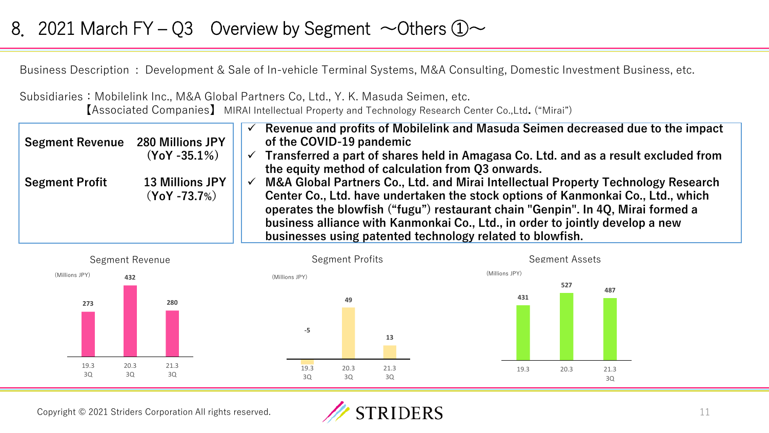# 8. 2021 March FY – Q3 Overview by Segment ～Others ①～

Business Description : Development & Sale of In-vehicle Terminal Systems, M&A Consulting, Domestic Investment Business, etc.

Subsidiaries：Mobilelink Inc., M&A Global Partners Co, Ltd., Y. K. Masuda Seimen, etc.
【Associated Companies】 MIRAI Intellectual Property and Technology Research Center Co.,Ltd. ("Mirai")

| | |
|---|---|
| **Segment Revenue** | **280 Millions JPY (YoY -35.1%)** |
| **Segment Profit** | **13 Millions JPY (YoY -73.7%)** |

- ✓ **Revenue and profits of Mobilelink and Masuda Seimen decreased due to the impact of the COVID-19 pandemic**
- ✓ **Transferred a part of shares held in Amagasa Co. Ltd. and as a result excluded from the equity method of calculation from Q3 onwards.**
- ✓ **M&A Global Partners Co., Ltd. and Mirai Intellectual Property Technology Research Center Co., Ltd. have undertaken the stock options of Kanmonkai Co., Ltd., which operates the blowfish ("fugu") restaurant chain "Genpin". In 4Q, Mirai formed a business alliance with Kanmonkai Co., Ltd., in order to jointly develop a new businesses using patented technology related to blowfish.**

Segment Revenue (Millions JPY)

| 19.3 3Q | 20.3 3Q | 21.3 3Q |
|---|---|---|
| 273 | 432 | 280 |

Segment Profits (Millions JPY)

| 19.3 3Q | 20.3 3Q | 21.3 3Q |
|---|---|---|
| -5 | 49 | 13 |

Segment Assets (Millions JPY)

| 19.3 | 20.3 | 21.3 3Q |
|---|---|---|
| 431 | 527 | 487 |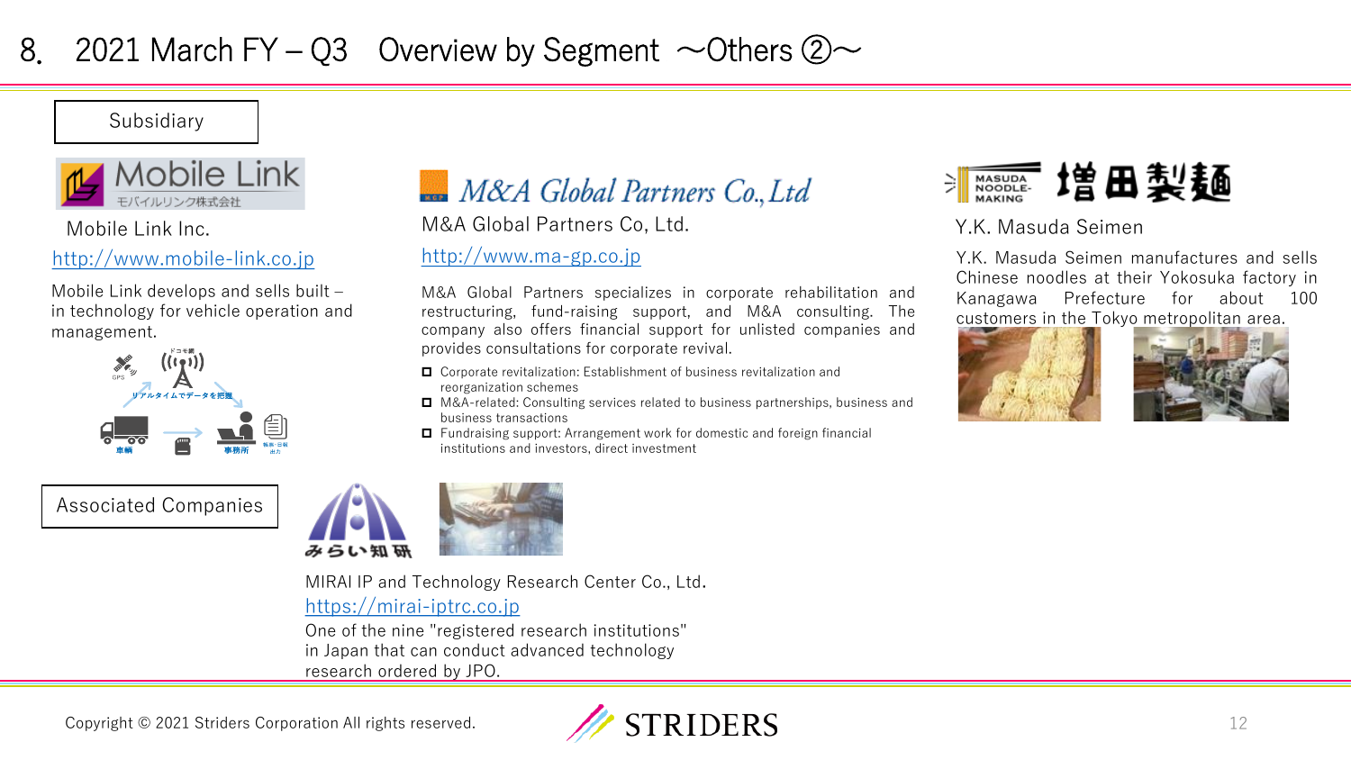# 8. 2021 March FY – Q3 Overview by Segment ～Others ②～

## Subsidiary

### Mobile Link Inc.

http://www.mobile-link.co.jp

Mobile Link develops and sells built – in technology for vehicle operation and management.

### M&A Global Partners Co, Ltd.

http://www.ma-gp.co.jp

M&A Global Partners specializes in corporate rehabilitation and restructuring, fund-raising support, and M&A consulting. The company also offers financial support for unlisted companies and provides consultations for corporate revival.

- Corporate revitalization: Establishment of business revitalization and reorganization schemes
- M&A-related: Consulting services related to business partnerships, business and business transactions
- Fundraising support: Arrangement work for domestic and foreign financial institutions and investors, direct investment

### Y.K. Masuda Seimen

Y.K. Masuda Seimen manufactures and sells Chinese noodles at their Yokosuka factory in Kanagawa Prefecture for about 100 customers in the Tokyo metropolitan area.

## Associated Companies

### MIRAI IP and Technology Research Center Co., Ltd.

https://mirai-iptrc.co.jp

One of the nine "registered research institutions" in Japan that can conduct advanced technology research ordered by JPO.

Copyright © 2021 Striders Corporation All rights reserved.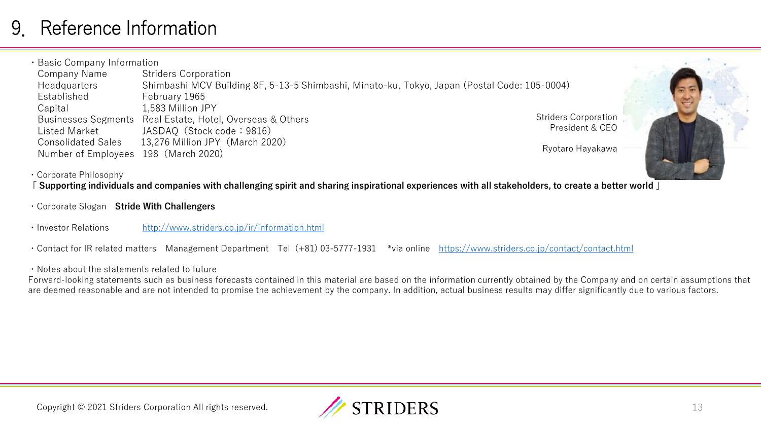# 9. Reference Information

・Basic Company Information

| | |
|---|---|
| Company Name | Striders Corporation |
| Headquarters | Shimbashi MCV Building 8F, 5-13-5 Shimbashi, Minato-ku, Tokyo, Japan (Postal Code: 105-0004) |
| Established | February 1965 |
| Capital | 1,583 Million JPY |
| Businesses Segments | Real Estate, Hotel, Overseas & Others |
| Listed Market | JASDAQ（Stock code：9816） |
| Consolidated Sales | 13,276 Million JPY（March 2020） |
| Number of Employees | 198（March 2020） |

Striders Corporation
President & CEO

Ryotaro Hayakawa

・Corporate Philosophy

「**Supporting individuals and companies with challenging spirit and sharing inspirational experiences with all stakeholders, to create a better world**」

・Corporate Slogan **Stride With Challengers**

・Investor Relations http://www.striders.co.jp/ir/information.html

・Contact for IR related matters Management Department Tel（+81) 03-5777-1931 *via online https://www.striders.co.jp/contact/contact.html

・Notes about the statements related to future

Forward-looking statements such as business forecasts contained in this material are based on the information currently obtained by the Company and on certain assumptions that are deemed reasonable and are not intended to promise the achievement by the company. In addition, actual business results may differ significantly due to various factors.

Copyright © 2021 Striders Corporation All rights reserved.

STRIDERS